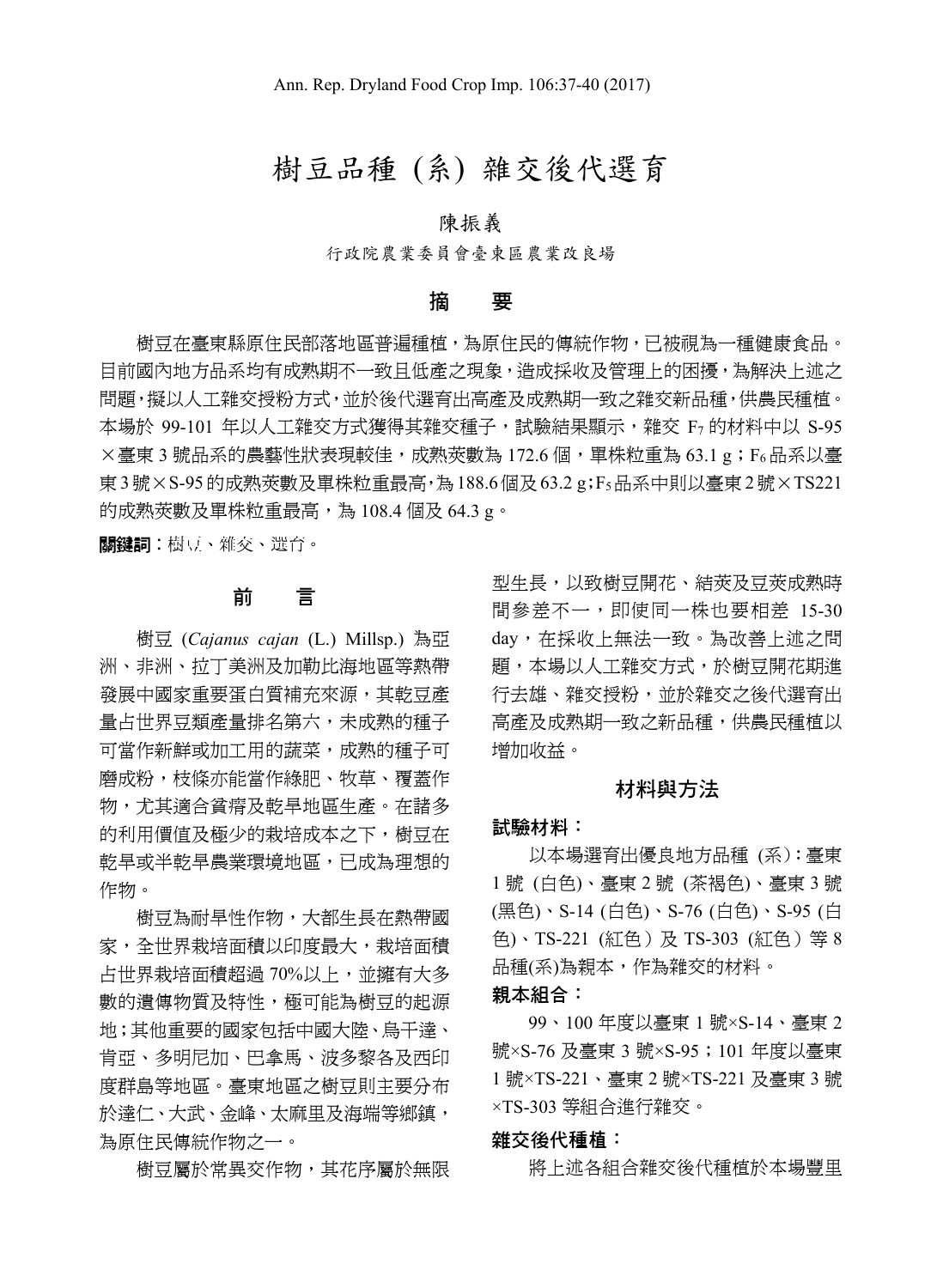// Rendering engine: markdown page content only.

# 樹豆品種 (系) 雜交後代選育

陳振義

行政院農業委員會臺東區農業改良場

## 摘　要

樹豆在臺東縣原住民部落地區普遍種植，為原住民的傳統作物，已被視為一種健康食品。目前國內地方品系均有成熟期不一致且低產之現象，造成採收及管理上的困擾，為解決上述之問題，擬以人工雜交授粉方式，並於後代選育出高產及成熟期一致之雜交新品種，供農民種植。本場於 99-101 年以人工雜交方式獲得其雜交種子，試驗結果顯示，雜交 $F_7$ 的材料中以 S-95 ×臺東 3 號品系的農藝性狀表現較佳，成熟莢數為 172.6 個，單株粒重為 63.1 g；$F_6$ 品系以臺東 3 號×S-95 的成熟莢數及單株粒重最高，為 188.6 個及 63.2 g；$F_5$ 品系中則以臺東 2 號×TS221 的成熟莢數及單株粒重最高，為 108.4 個及 64.3 g。

**關鍵詞**：樹豆、雜交、選育。

## 前　言

樹豆 (*Cajanus cajan* (L.) Millsp.) 為亞洲、非洲、拉丁美洲及加勒比海地區等熱帶發展中國家重要蛋白質補充來源，其乾豆產量占世界豆類產量排名第六，未成熟的種子可當作新鮮或加工用的蔬菜，成熟的種子可磨成粉，枝條亦能當作綠肥、牧草、覆蓋作物，尤其適合貧瘠及乾旱地區生產。在諸多的利用價值及極少的栽培成本之下，樹豆在乾旱或半乾旱農業環境地區，已成為理想的作物。

樹豆為耐旱性作物，大部生長在熱帶國家，全世界栽培面積以印度最大，栽培面積占世界栽培面積超過 70%以上，並擁有大多數的遺傳物質及特性，極可能為樹豆的起源地；其他重要的國家包括中國大陸、烏干達、肯亞、多明尼加、巴拿馬、波多黎各及西印度群島等地區。臺東地區之樹豆則主要分布於達仁、大武、金峰、太麻里及海端等鄉鎮，為原住民傳統作物之一。

樹豆屬於常異交作物，其花序屬於無限型生長，以致樹豆開花、結莢及豆莢成熟時間參差不一，即使同一株也要相差 15-30 day，在採收上無法一致。為改善上述之問題，本場以人工雜交方式，於樹豆開花期進行去雄、雜交授粉，並於雜交之後代選育出高產及成熟期一致之新品種，供農民種植以增加收益。

## 材料與方法

### 試驗材料：

以本場選育出優良地方品種 (系)：臺東 1 號 (白色)、臺東 2 號 (茶褐色)、臺東 3 號 (黑色)、S-14 (白色)、S-76 (白色)、S-95 (白色)、TS-221 (紅色）及 TS-303 (紅色）等 8 品種(系)為親本，作為雜交的材料。

### 親本組合：

99、100 年度以臺東 1 號×S-14、臺東 2 號×S-76 及臺東 3 號×S-95；101 年度以臺東 1 號×TS-221、臺東 2 號×TS-221 及臺東 3 號×TS-303 等組合進行雜交。

### 雜交後代種植：

將上述各組合雜交後代種植於本場豐里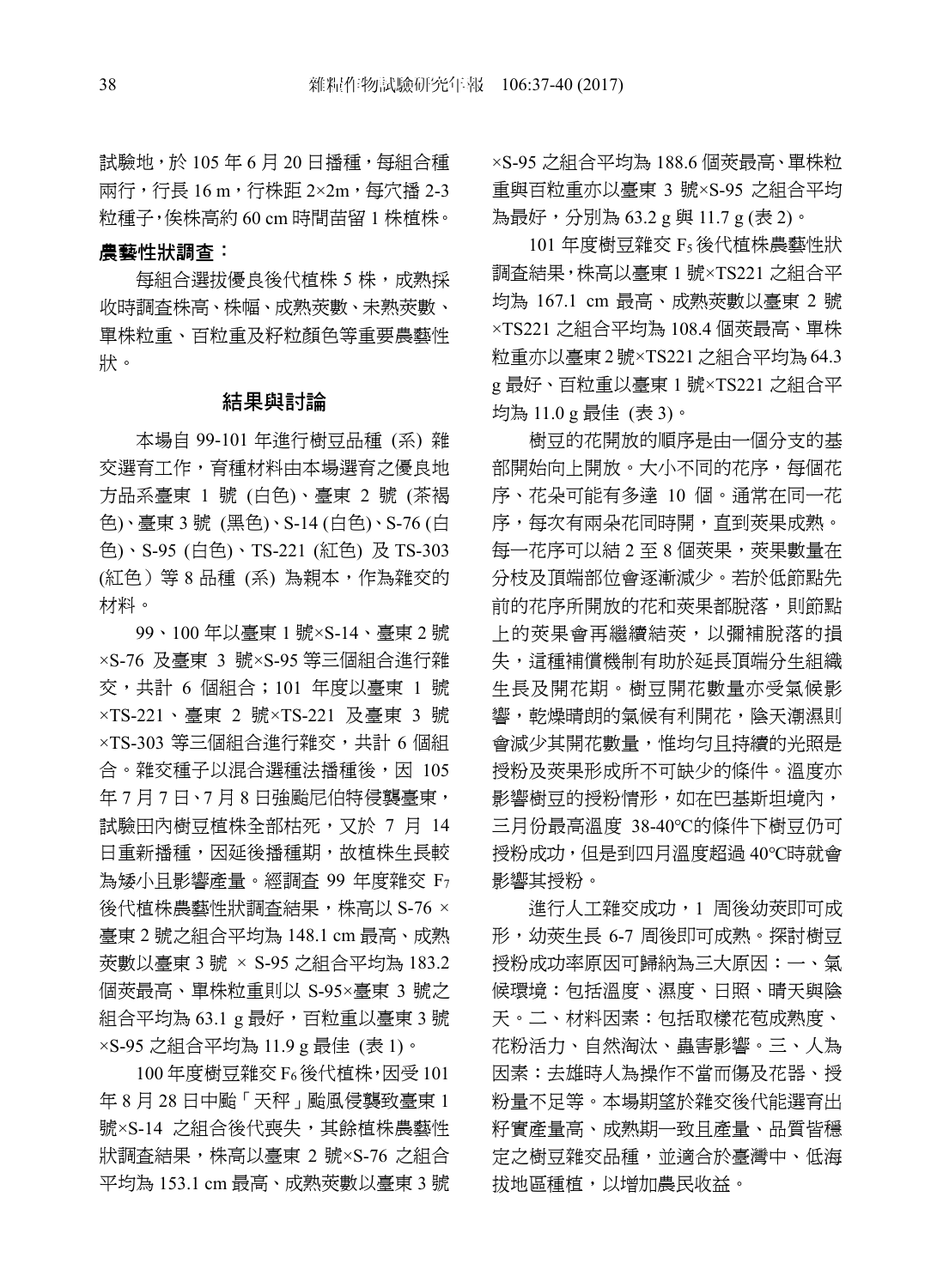試驗地，於 105 年 6 月 20 日播種，每組合種兩行，行長 16 m，行株距 2×2m，每穴播 2-3 粒種子，俟株高約 60 cm 時間苗留 1 株植株。

### 農藝性狀調查：

每組合選拔優良後代植株 5 株，成熟採收時調查株高、株幅、成熟莢數、未熟莢數、單株粒重、百粒重及籽粒顏色等重要農藝性狀。

## 結果與討論

本場自 99-101 年進行樹豆品種 (系) 雜交選育工作，育種材料由本場選育之優良地方品系臺東 1 號 (白色)、臺東 2 號 (茶褐色)、臺東 3 號 (黑色)、S-14 (白色)、S-76 (白色)、S-95 (白色)、TS-221 (紅色) 及 TS-303 (紅色）等 8 品種 (系) 為親本，作為雜交的材料。

99、100 年以臺東 1 號×S-14、臺東 2 號×S-76 及臺東 3 號×S-95 等三個組合進行雜交，共計 6 個組合；101 年度以臺東 1 號×TS-221、臺東 2 號×TS-221 及臺東 3 號×TS-303 等三個組合進行雜交，共計 6 個組合。雜交種子以混合選種法播種後，因 105 年 7 月 7 日、7 月 8 日強颱尼伯特侵襲臺東，試驗田內樹豆植株全部枯死，又於 7 月 14 日重新播種，因延後播種期，故植株生長較為矮小且影響產量。經調查 99 年度雜交 $F_7$ 後代植株農藝性狀調查結果，株高以 S-76 × 臺東 2 號之組合平均為 148.1 cm 最高、成熟莢數以臺東 3 號 × S-95 之組合平均為 183.2 個莢最高、單株粒重則以 S-95×臺東 3 號之組合平均為 63.1 g 最好，百粒重以臺東 3 號×S-95 之組合平均為 11.9 g 最佳 (表 1)。

100 年度樹豆雜交 $F_6$ 後代植株，因受 101 年 8 月 28 日中颱「天秤」颱風侵襲致臺東 1 號×S-14 之組合後代喪失，其餘植株農藝性狀調查結果，株高以臺東 2 號×S-76 之組合平均為 153.1 cm 最高、成熟莢數以臺東 3 號×S-95 之組合平均為 188.6 個莢最高、單株粒重與百粒重亦以臺東 3 號×S-95 之組合平均為最好，分別為 63.2 g 與 11.7 g (表 2)。

101 年度樹豆雜交 $F_5$ 後代植株農藝性狀調查結果，株高以臺東 1 號×TS221 之組合平均為 167.1 cm 最高、成熟莢數以臺東 2 號×TS221 之組合平均為 108.4 個莢最高、單株粒重亦以臺東 2 號×TS221 之組合平均為 64.3 g 最好、百粒重以臺東 1 號×TS221 之組合平均為 11.0 g 最佳 (表 3)。

樹豆的花開放的順序是由一個分支的基部開始向上開放。大小不同的花序，每個花序、花朵可能有多達 10 個。通常在同一花序，每次有兩朵花同時開，直到莢果成熟。每一花序可以結 2 至 8 個莢果，莢果數量在分枝及頂端部位會逐漸減少。若於低節點先前的花序所開放的花和莢果都脫落，則節點上的莢果會再繼續結莢，以彌補脫落的損失，這種補償機制有助於延長頂端分生組織生長及開花期。樹豆開花數量亦受氣候影響，乾燥晴朗的氣候有利開花，陰天潮濕則會減少其開花數量，惟均勻且持續的光照是授粉及莢果形成所不可缺少的條件。溫度亦影響樹豆的授粉情形，如在巴基斯坦境內，三月份最高溫度 38-40℃的條件下樹豆仍可授粉成功，但是到四月溫度超過 40℃時就會影響其授粉。

進行人工雜交成功，1 周後幼莢即可成形，幼莢生長 6-7 周後即可成熟。探討樹豆授粉成功率原因可歸納為三大原因：一、氣候環境：包括溫度、濕度、日照、晴天與陰天。二、材料因素：包括取樣花苞成熟度、花粉活力、自然淘汰、蟲害影響。三、人為因素：去雄時人為操作不當而傷及花器、授粉量不足等。本場期望於雜交後代能選育出籽實產量高、成熟期一致且產量、品質皆穩定之樹豆雜交品種，並適合於臺灣中、低海拔地區種植，以增加農民收益。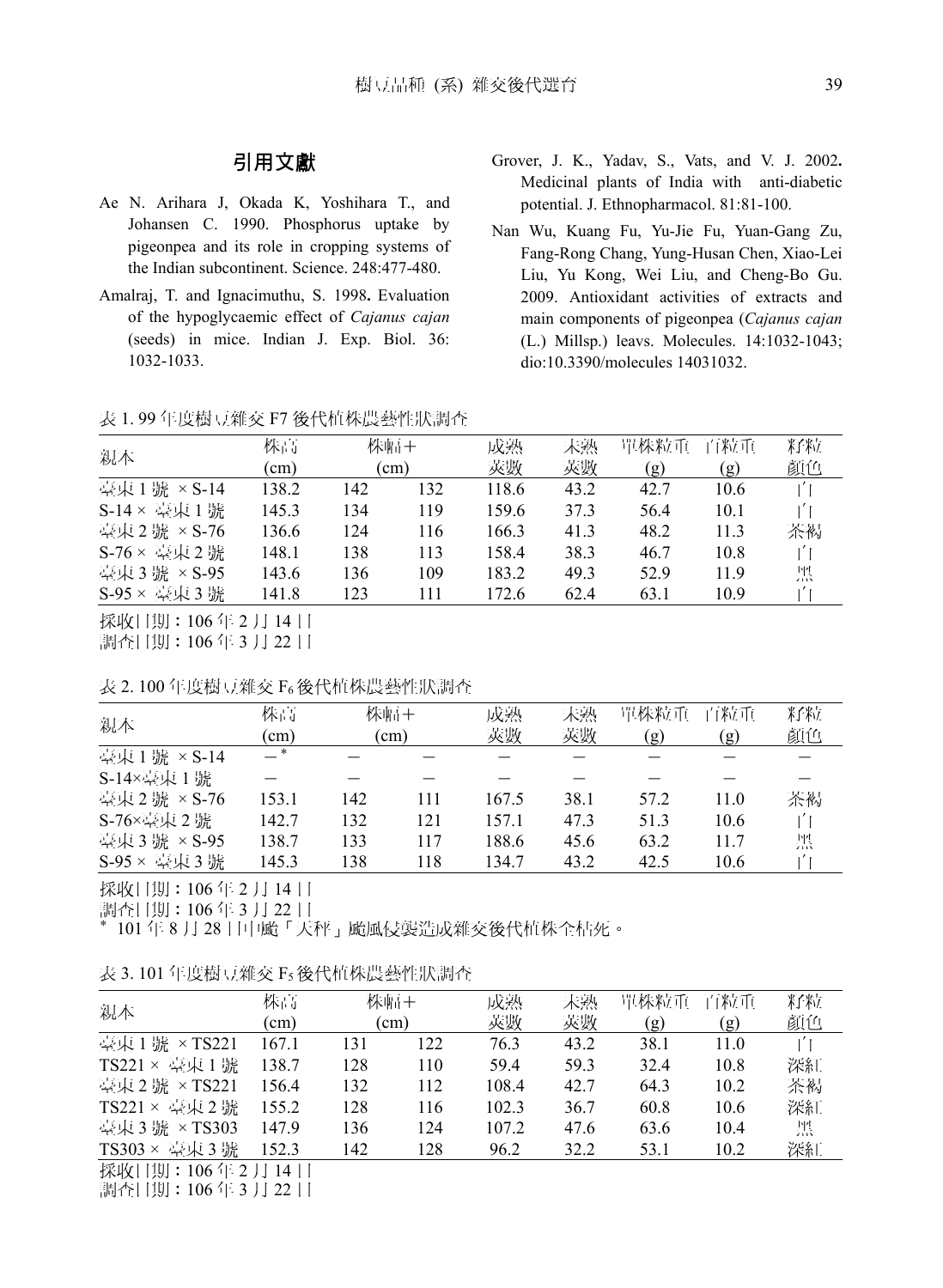## 引用文獻

Ae N. Arihara J, Okada K, Yoshihara T., and Johansen C. 1990. Phosphorus uptake by pigeonpea and its role in cropping systems of the Indian subcontinent. Science. 248:477-480.

Amalraj, T. and Ignacimuthu, S. 1998**.** Evaluation of the hypoglycaemic effect of *Cajanus cajan* (seeds) in mice. Indian J. Exp. Biol. 36: 1032-1033.

Grover, J. K., Yadav, S., Vats, and V. J. 2002**.** Medicinal plants of India with anti-diabetic potential. J. Ethnopharmacol. 81:81-100.

Nan Wu, Kuang Fu, Yu-Jie Fu, Yuan-Gang Zu, Fang-Rong Chang, Yung-Husan Chen, Xiao-Lei Liu, Yu Kong, Wei Liu, and Cheng-Bo Gu. 2009. Antioxidant activities of extracts and main components of pigeonpea (*Cajanus cajan* (L.) Millsp.) leavs. Molecules. 14:1032-1043; dio:10.3390/molecules 14031032.

表 1. 99 年度樹豆雜交 F7 後代植株農藝性狀調查

| 親本 | 株高 (cm) | 株幅+ (cm) | | 成熟莢數 | 未熟莢數 | 單株粒重 (g) | 百粒重 (g) | 籽粒顏色 |
|---|---|---|---|---|---|---|---|---|
| 臺東 1 號 × S-14 | 138.2 | 142 | 132 | 118.6 | 43.2 | 42.7 | 10.6 | 白 |
| S-14 × 臺東 1 號 | 145.3 | 134 | 119 | 159.6 | 37.3 | 56.4 | 10.1 | 白 |
| 臺東 2 號 × S-76 | 136.6 | 124 | 116 | 166.3 | 41.3 | 48.2 | 11.3 | 茶褐 |
| S-76 × 臺東 2 號 | 148.1 | 138 | 113 | 158.4 | 38.3 | 46.7 | 10.8 | 白 |
| 臺東 3 號 × S-95 | 143.6 | 136 | 109 | 183.2 | 49.3 | 52.9 | 11.9 | 黑 |
| S-95 × 臺東 3 號 | 141.8 | 123 | 111 | 172.6 | 62.4 | 63.1 | 10.9 | 白 |

採收日期：106 年 2 月 14 日
調查日期：106 年 3 月 22 日

表 2. 100 年度樹豆雜交 $F_6$ 後代植株農藝性狀調查

| 親本 | 株高 (cm) | 株幅+ (cm) | | 成熟莢數 | 未熟莢數 | 單株粒重 (g) | 百粒重 (g) | 籽粒顏色 |
|---|---|---|---|---|---|---|---|---|
| 臺東 1 號 × S-14 | －* | － | － | － | － | － | － | － |
| S-14×臺東 1 號 | － | － | － | － | － | － | － | － |
| 臺東 2 號 × S-76 | 153.1 | 142 | 111 | 167.5 | 38.1 | 57.2 | 11.0 | 茶褐 |
| S-76×臺東 2 號 | 142.7 | 132 | 121 | 157.1 | 47.3 | 51.3 | 10.6 | 白 |
| 臺東 3 號 × S-95 | 138.7 | 133 | 117 | 188.6 | 45.6 | 63.2 | 11.7 | 黑 |
| S-95 × 臺東 3 號 | 145.3 | 138 | 118 | 134.7 | 43.2 | 42.5 | 10.6 | 白 |

採收日期：106 年 2 月 14 日
調查日期：106 年 3 月 22 日
\* 101 年 8 月 28 日中颱「天秤」颱風侵襲造成雜交後代植株全枯死。

表 3. 101 年度樹豆雜交 $F_5$ 後代植株農藝性狀調查

| 親本 | 株高 (cm) | 株幅+ (cm) | | 成熟莢數 | 未熟莢數 | 單株粒重 (g) | 百粒重 (g) | 籽粒顏色 |
|---|---|---|---|---|---|---|---|---|
| 臺東 1 號 × TS221 | 167.1 | 131 | 122 | 76.3 | 43.2 | 38.1 | 11.0 | 白 |
| TS221 × 臺東 1 號 | 138.7 | 128 | 110 | 59.4 | 59.3 | 32.4 | 10.8 | 深紅 |
| 臺東 2 號 × TS221 | 156.4 | 132 | 112 | 108.4 | 42.7 | 64.3 | 10.2 | 茶褐 |
| TS221 × 臺東 2 號 | 155.2 | 128 | 116 | 102.3 | 36.7 | 60.8 | 10.6 | 深紅 |
| 臺東 3 號 × TS303 | 147.9 | 136 | 124 | 107.2 | 47.6 | 63.6 | 10.4 | 黑 |
| TS303 × 臺東 3 號 | 152.3 | 142 | 128 | 96.2 | 32.2 | 53.1 | 10.2 | 深紅 |

採收日期：106 年 2 月 14 日
調查日期：106 年 3 月 22 日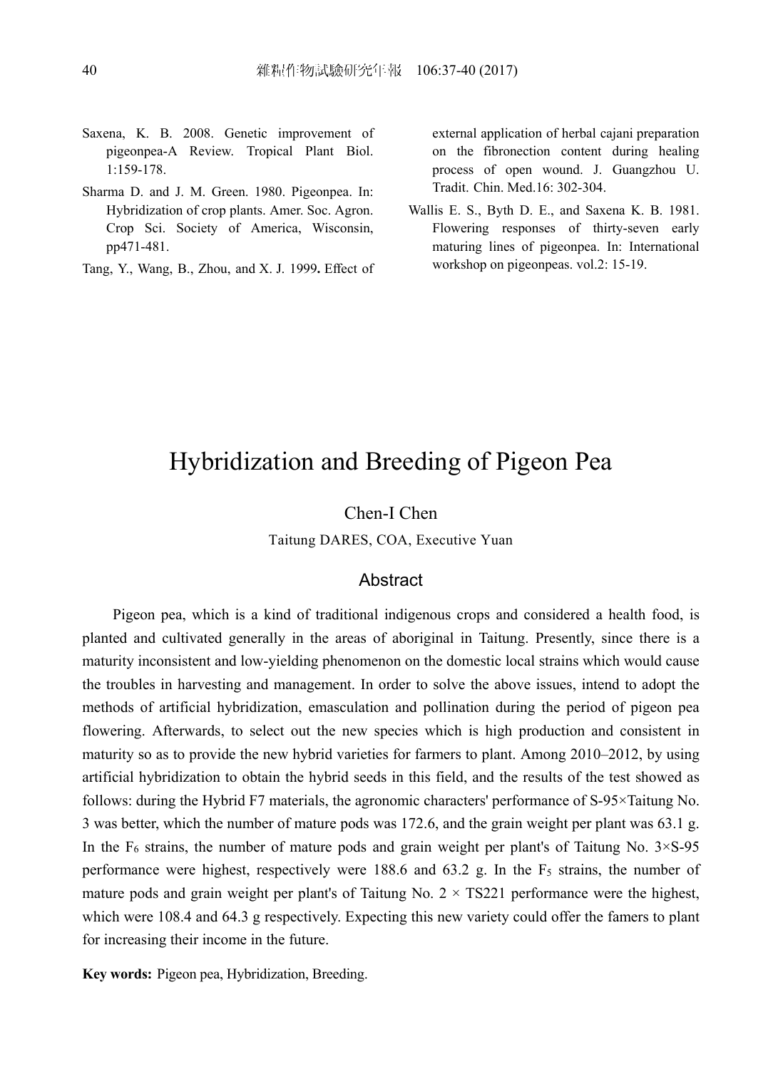Saxena, K. B. 2008. Genetic improvement of pigeonpea-A Review. Tropical Plant Biol. 1:159-178.

Sharma D. and J. M. Green. 1980. Pigeonpea. In: Hybridization of crop plants. Amer. Soc. Agron. Crop Sci. Society of America, Wisconsin, pp471-481.

Tang, Y., Wang, B., Zhou, and X. J. 1999**.** Effect of external application of herbal cajani preparation on the fibronection content during healing process of open wound. J. Guangzhou U. Tradit. Chin. Med.16: 302-304.

Wallis E. S., Byth D. E., and Saxena K. B. 1981. Flowering responses of thirty-seven early maturing lines of pigeonpea. In: International workshop on pigeonpeas. vol.2: 15-19.

# Hybridization and Breeding of Pigeon Pea

Chen-I Chen

Taitung DARES, COA, Executive Yuan

## Abstract

Pigeon pea, which is a kind of traditional indigenous crops and considered a health food, is planted and cultivated generally in the areas of aboriginal in Taitung. Presently, since there is a maturity inconsistent and low-yielding phenomenon on the domestic local strains which would cause the troubles in harvesting and management. In order to solve the above issues, intend to adopt the methods of artificial hybridization, emasculation and pollination during the period of pigeon pea flowering. Afterwards, to select out the new species which is high production and consistent in maturity so as to provide the new hybrid varieties for farmers to plant. Among 2010–2012, by using artificial hybridization to obtain the hybrid seeds in this field, and the results of the test showed as follows: during the Hybrid F7 materials, the agronomic characters' performance of S-95×Taitung No. 3 was better, which the number of mature pods was 172.6, and the grain weight per plant was 63.1 g. In the $F_6$ strains, the number of mature pods and grain weight per plant's of Taitung No. 3×S-95 performance were highest, respectively were 188.6 and 63.2 g. In the $F_5$ strains, the number of mature pods and grain weight per plant's of Taitung No. 2 × TS221 performance were the highest, which were 108.4 and 64.3 g respectively. Expecting this new variety could offer the famers to plant for increasing their income in the future.

**Key words:** Pigeon pea, Hybridization, Breeding.